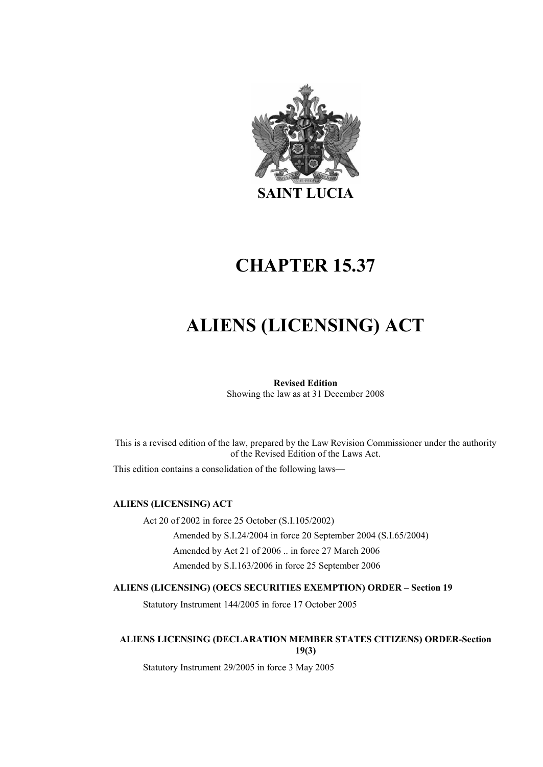**SAINT LUCIA**

# CHAPTER 15.37

# ALIENS (LICENSING) ACT

**Revised Edition**
Showing the law as at 31 December 2008

This is a revised edition of the law, prepared by the Law Revision Commissioner under the authority of the Revised Edition of the Laws Act.

This edition contains a consolidation of the following laws—

**ALIENS (LICENSING) ACT**

Act 20 of 2002 in force 25 October (S.I.105/2002)

Amended by S.I.24/2004 in force 20 September 2004 (S.I.65/2004)

Amended by Act 21 of 2006 .. in force 27 March 2006

Amended by S.I.163/2006 in force 25 September 2006

**ALIENS (LICENSING) (OECS SECURITIES EXEMPTION) ORDER – Section 19**

Statutory Instrument 144/2005 in force 17 October 2005

**ALIENS LICENSING (DECLARATION MEMBER STATES CITIZENS) ORDER-Section 19(3)**

Statutory Instrument 29/2005 in force 3 May 2005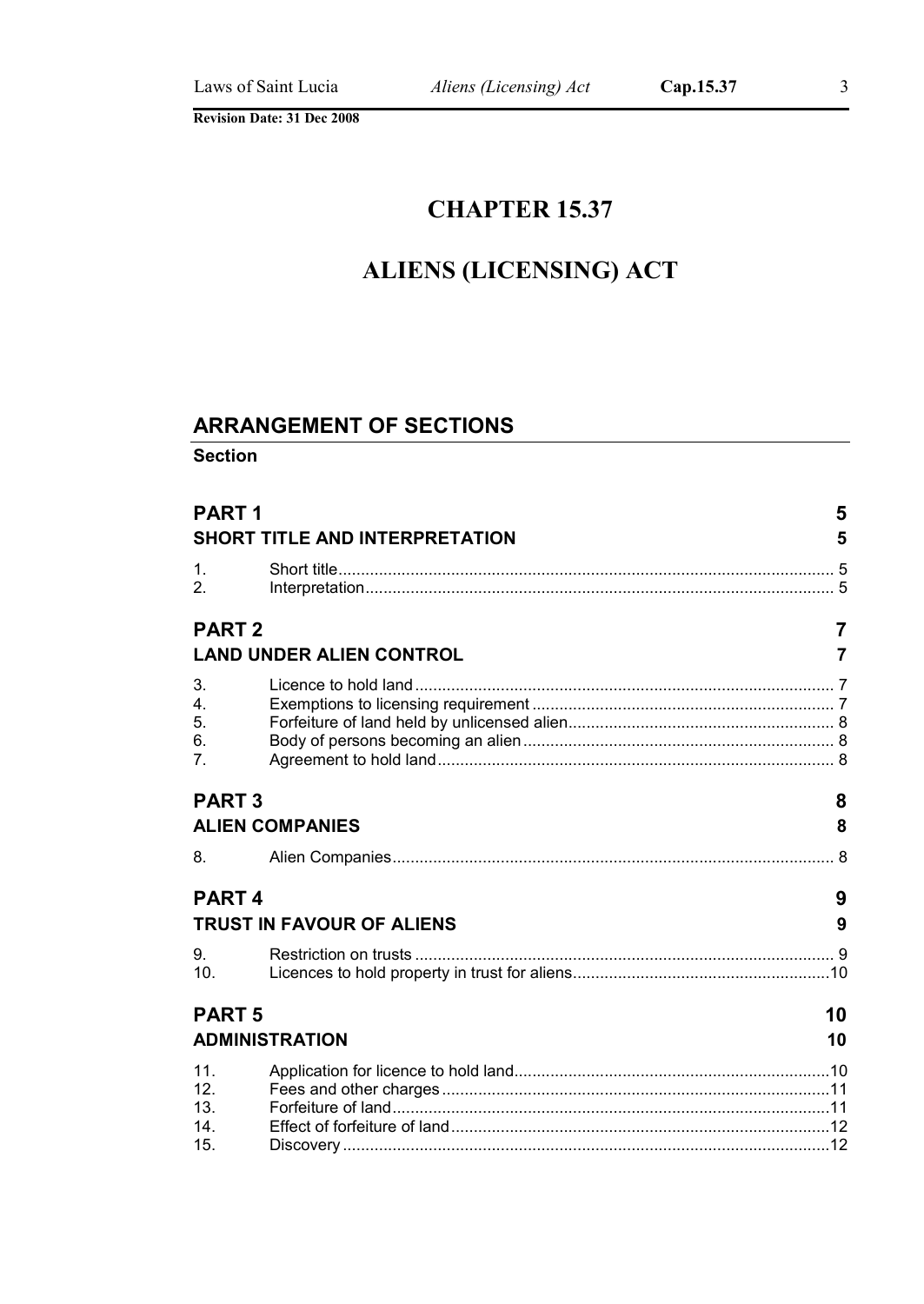# CHAPTER 15.37

# ALIENS (LICENSING) ACT

## ARRANGEMENT OF SECTIONS

**Section**

**PART 1** 5
**SHORT TITLE AND INTERPRETATION** 5

1. Short title 5
2. Interpretation 5

**PART 2** 7
**LAND UNDER ALIEN CONTROL** 7

3. Licence to hold land 7
4. Exemptions to licensing requirement 7
5. Forfeiture of land held by unlicensed alien 8
6. Body of persons becoming an alien 8
7. Agreement to hold land 8

**PART 3** 8
**ALIEN COMPANIES** 8

8. Alien Companies 8

**PART 4** 9
**TRUST IN FAVOUR OF ALIENS** 9

9. Restriction on trusts 9
10. Licences to hold property in trust for aliens 10

**PART 5** 10
**ADMINISTRATION** 10

11. Application for licence to hold land 10
12. Fees and other charges 11
13. Forfeiture of land 11
14. Effect of forfeiture of land 12
15. Discovery 12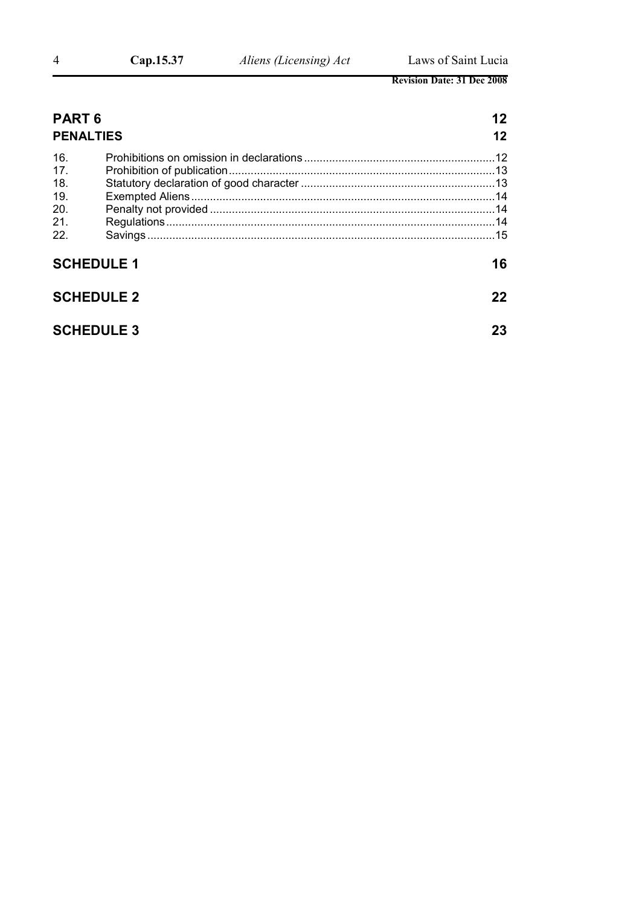**PART 6 12**

**PENALTIES 12**

| | | |
|---|---|---|
| 16. | Prohibitions on omission in declarations | 12 |
| 17. | Prohibition of publication | 13 |
| 18. | Statutory declaration of good character | 13 |
| 19. | Exempted Aliens | 14 |
| 20. | Penalty not provided | 14 |
| 21. | Regulations | 14 |
| 22. | Savings | 15 |

**SCHEDULE 1 16**

**SCHEDULE 2 22**

**SCHEDULE 3 23**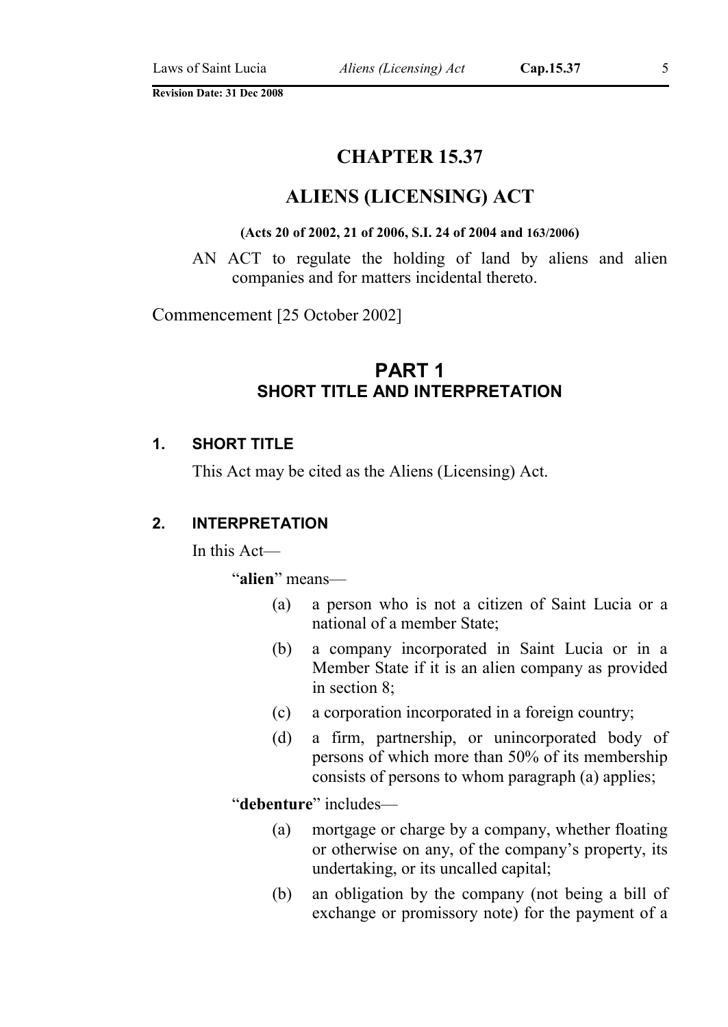# CHAPTER 15.37

# ALIENS (LICENSING) ACT

**(Acts 20 of 2002, 21 of 2006, S.I. 24 of 2004 and 163/2006)**

AN ACT to regulate the holding of land by aliens and alien companies and for matters incidental thereto.

Commencement [25 October 2002]

## PART 1
## SHORT TITLE AND INTERPRETATION

### 1. SHORT TITLE

This Act may be cited as the Aliens (Licensing) Act.

### 2. INTERPRETATION

In this Act—

"**alien**" means—

(a) a person who is not a citizen of Saint Lucia or a national of a member State;

(b) a company incorporated in Saint Lucia or in a Member State if it is an alien company as provided in section 8;

(c) a corporation incorporated in a foreign country;

(d) a firm, partnership, or unincorporated body of persons of which more than 50% of its membership consists of persons to whom paragraph (a) applies;

"**debenture**" includes—

(a) mortgage or charge by a company, whether floating or otherwise on any, of the company's property, its undertaking, or its uncalled capital;

(b) an obligation by the company (not being a bill of exchange or promissory note) for the payment of a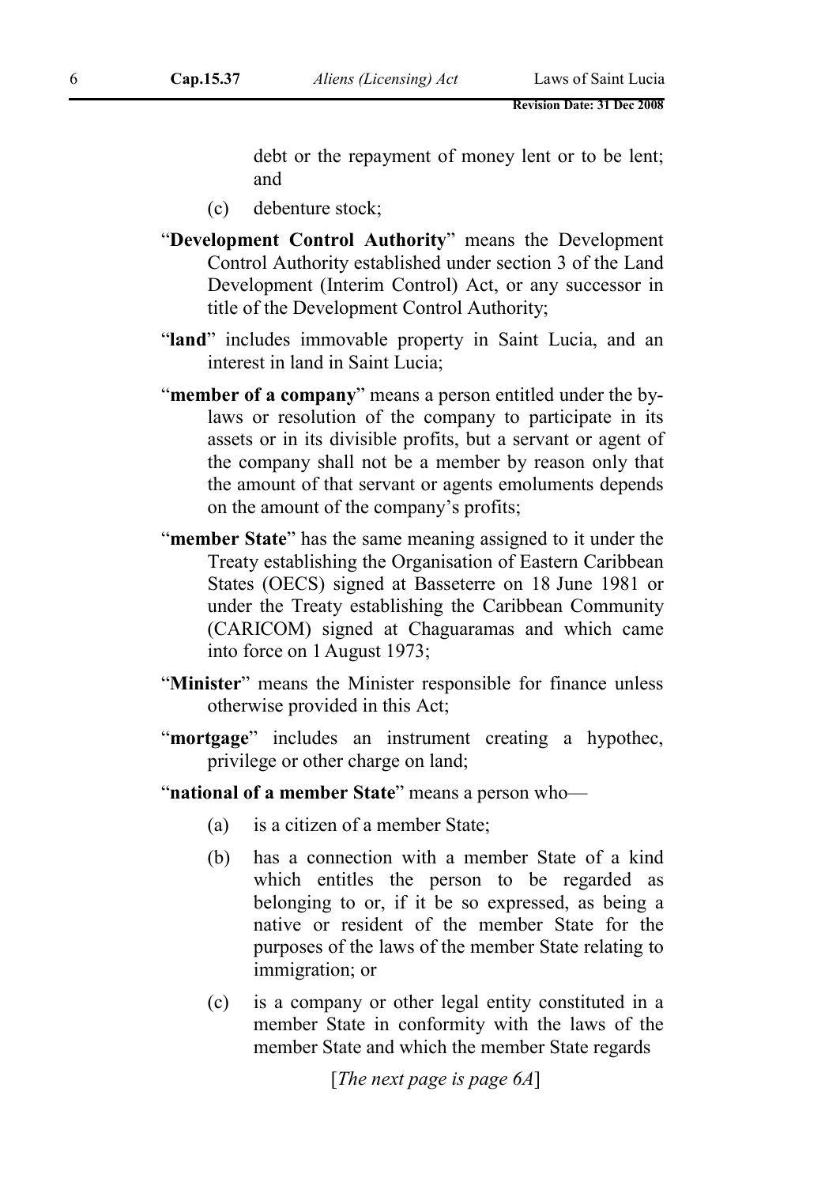debt or the repayment of money lent or to be lent; and

(c) debenture stock;

"**Development Control Authority**" means the Development Control Authority established under section 3 of the Land Development (Interim Control) Act, or any successor in title of the Development Control Authority;

"**land**" includes immovable property in Saint Lucia, and an interest in land in Saint Lucia;

"**member of a company**" means a person entitled under the by-laws or resolution of the company to participate in its assets or in its divisible profits, but a servant or agent of the company shall not be a member by reason only that the amount of that servant or agents emoluments depends on the amount of the company's profits;

"**member State**" has the same meaning assigned to it under the Treaty establishing the Organisation of Eastern Caribbean States (OECS) signed at Basseterre on 18 June 1981 or under the Treaty establishing the Caribbean Community (CARICOM) signed at Chaguaramas and which came into force on 1 August 1973;

"**Minister**" means the Minister responsible for finance unless otherwise provided in this Act;

"**mortgage**" includes an instrument creating a hypothec, privilege or other charge on land;

"**national of a member State**" means a person who—

(a) is a citizen of a member State;

(b) has a connection with a member State of a kind which entitles the person to be regarded as belonging to or, if it be so expressed, as being a native or resident of the member State for the purposes of the laws of the member State relating to immigration; or

(c) is a company or other legal entity constituted in a member State in conformity with the laws of the member State and which the member State regards

[*The next page is page 6A*]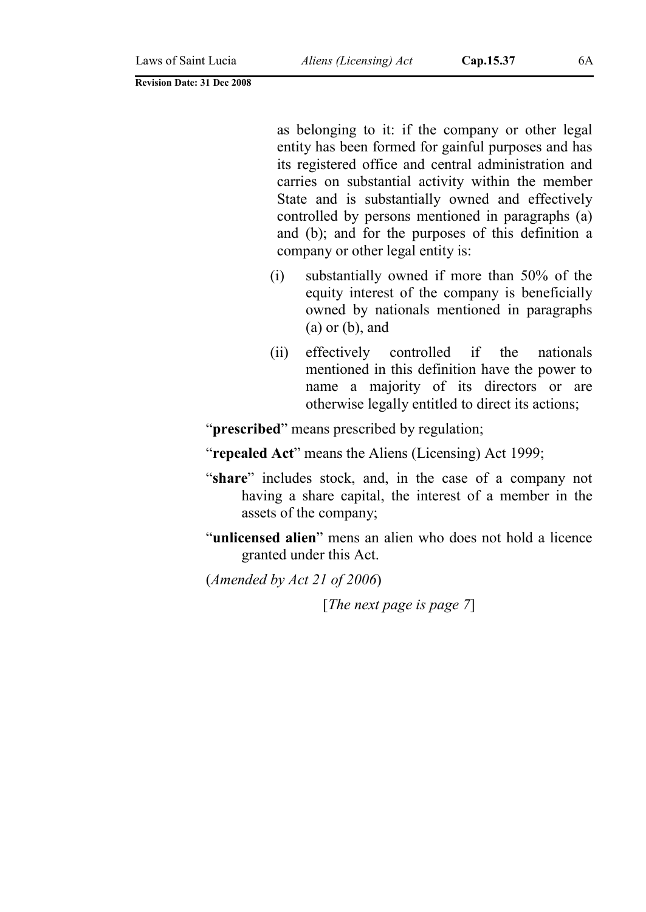as belonging to it: if the company or other legal entity has been formed for gainful purposes and has its registered office and central administration and carries on substantial activity within the member State and is substantially owned and effectively controlled by persons mentioned in paragraphs (a) and (b); and for the purposes of this definition a company or other legal entity is:

(i) substantially owned if more than 50% of the equity interest of the company is beneficially owned by nationals mentioned in paragraphs (a) or (b), and

(ii) effectively controlled if the nationals mentioned in this definition have the power to name a majority of its directors or are otherwise legally entitled to direct its actions;

"**prescribed**" means prescribed by regulation;

"**repealed Act**" means the Aliens (Licensing) Act 1999;

"**share**" includes stock, and, in the case of a company not having a share capital, the interest of a member in the assets of the company;

"**unlicensed alien**" mens an alien who does not hold a licence granted under this Act.

(*Amended by Act 21 of 2006*)

[*The next page is page 7*]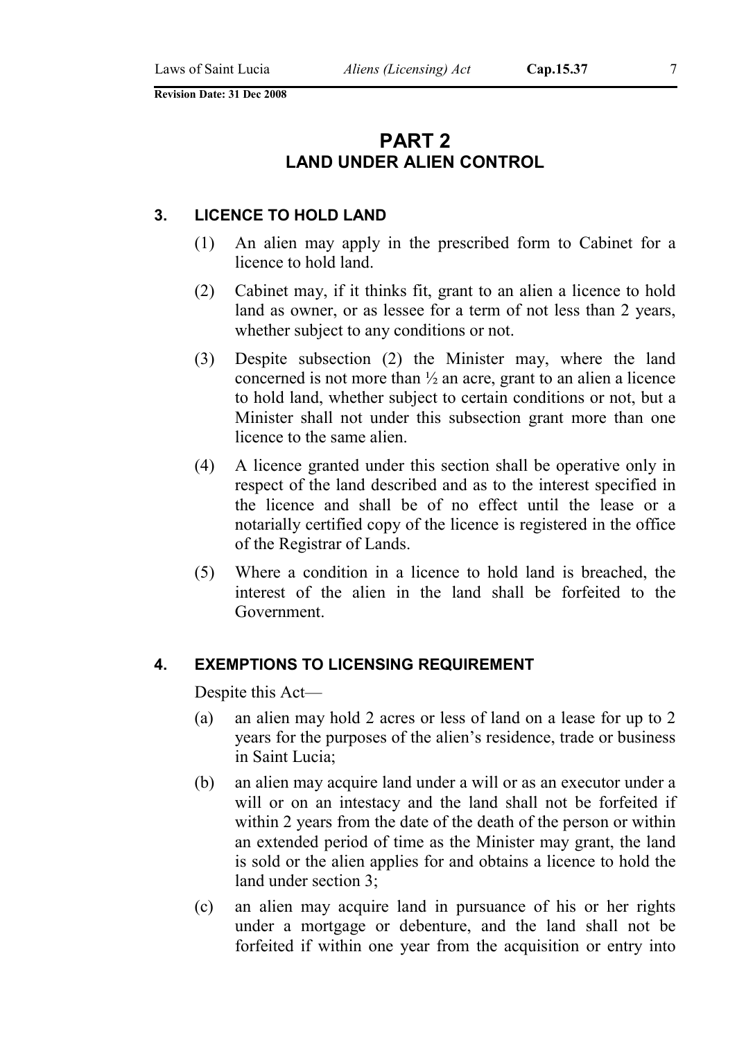# PART 2
## LAND UNDER ALIEN CONTROL

### 3. LICENCE TO HOLD LAND

(1) An alien may apply in the prescribed form to Cabinet for a licence to hold land.

(2) Cabinet may, if it thinks fit, grant to an alien a licence to hold land as owner, or as lessee for a term of not less than 2 years, whether subject to any conditions or not.

(3) Despite subsection (2) the Minister may, where the land concerned is not more than ½ an acre, grant to an alien a licence to hold land, whether subject to certain conditions or not, but a Minister shall not under this subsection grant more than one licence to the same alien.

(4) A licence granted under this section shall be operative only in respect of the land described and as to the interest specified in the licence and shall be of no effect until the lease or a notarially certified copy of the licence is registered in the office of the Registrar of Lands.

(5) Where a condition in a licence to hold land is breached, the interest of the alien in the land shall be forfeited to the Government.

### 4. EXEMPTIONS TO LICENSING REQUIREMENT

Despite this Act—

(a) an alien may hold 2 acres or less of land on a lease for up to 2 years for the purposes of the alien's residence, trade or business in Saint Lucia;

(b) an alien may acquire land under a will or as an executor under a will or on an intestacy and the land shall not be forfeited if within 2 years from the date of the death of the person or within an extended period of time as the Minister may grant, the land is sold or the alien applies for and obtains a licence to hold the land under section 3;

(c) an alien may acquire land in pursuance of his or her rights under a mortgage or debenture, and the land shall not be forfeited if within one year from the acquisition or entry into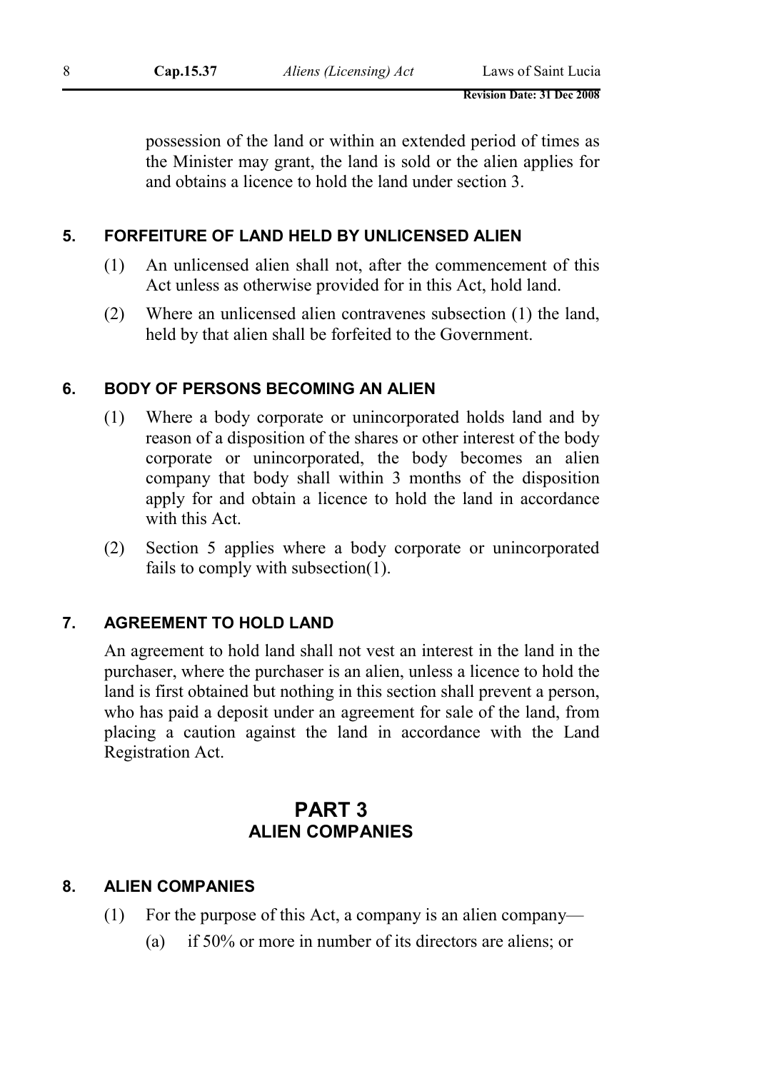possession of the land or within an extended period of times as the Minister may grant, the land is sold or the alien applies for and obtains a licence to hold the land under section 3.

### 5. FORFEITURE OF LAND HELD BY UNLICENSED ALIEN

(1) An unlicensed alien shall not, after the commencement of this Act unless as otherwise provided for in this Act, hold land.

(2) Where an unlicensed alien contravenes subsection (1) the land, held by that alien shall be forfeited to the Government.

### 6. BODY OF PERSONS BECOMING AN ALIEN

(1) Where a body corporate or unincorporated holds land and by reason of a disposition of the shares or other interest of the body corporate or unincorporated, the body becomes an alien company that body shall within 3 months of the disposition apply for and obtain a licence to hold the land in accordance with this Act.

(2) Section 5 applies where a body corporate or unincorporated fails to comply with subsection(1).

### 7. AGREEMENT TO HOLD LAND

An agreement to hold land shall not vest an interest in the land in the purchaser, where the purchaser is an alien, unless a licence to hold the land is first obtained but nothing in this section shall prevent a person, who has paid a deposit under an agreement for sale of the land, from placing a caution against the land in accordance with the Land Registration Act.

## PART 3
## ALIEN COMPANIES

### 8. ALIEN COMPANIES

(1) For the purpose of this Act, a company is an alien company—

(a) if 50% or more in number of its directors are aliens; or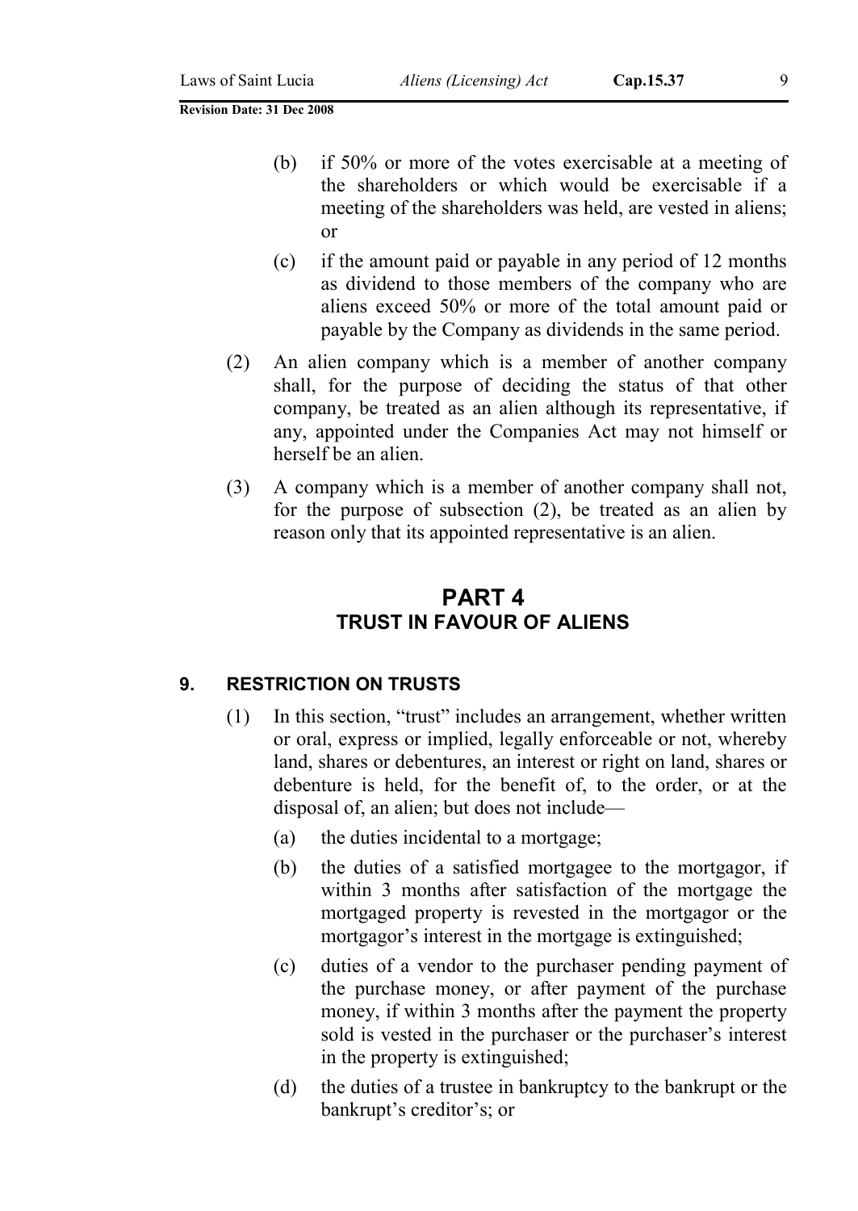(b) if 50% or more of the votes exercisable at a meeting of the shareholders or which would be exercisable if a meeting of the shareholders was held, are vested in aliens; or

(c) if the amount paid or payable in any period of 12 months as dividend to those members of the company who are aliens exceed 50% or more of the total amount paid or payable by the Company as dividends in the same period.

(2) An alien company which is a member of another company shall, for the purpose of deciding the status of that other company, be treated as an alien although its representative, if any, appointed under the Companies Act may not himself or herself be an alien.

(3) A company which is a member of another company shall not, for the purpose of subsection (2), be treated as an alien by reason only that its appointed representative is an alien.

# PART 4
## TRUST IN FAVOUR OF ALIENS

### 9. RESTRICTION ON TRUSTS

(1) In this section, "trust" includes an arrangement, whether written or oral, express or implied, legally enforceable or not, whereby land, shares or debentures, an interest or right on land, shares or debenture is held, for the benefit of, to the order, or at the disposal of, an alien; but does not include—

(a) the duties incidental to a mortgage;

(b) the duties of a satisfied mortgagee to the mortgagor, if within 3 months after satisfaction of the mortgage the mortgaged property is revested in the mortgagor or the mortgagor's interest in the mortgage is extinguished;

(c) duties of a vendor to the purchaser pending payment of the purchase money, or after payment of the purchase money, if within 3 months after the payment the property sold is vested in the purchaser or the purchaser's interest in the property is extinguished;

(d) the duties of a trustee in bankruptcy to the bankrupt or the bankrupt's creditor's; or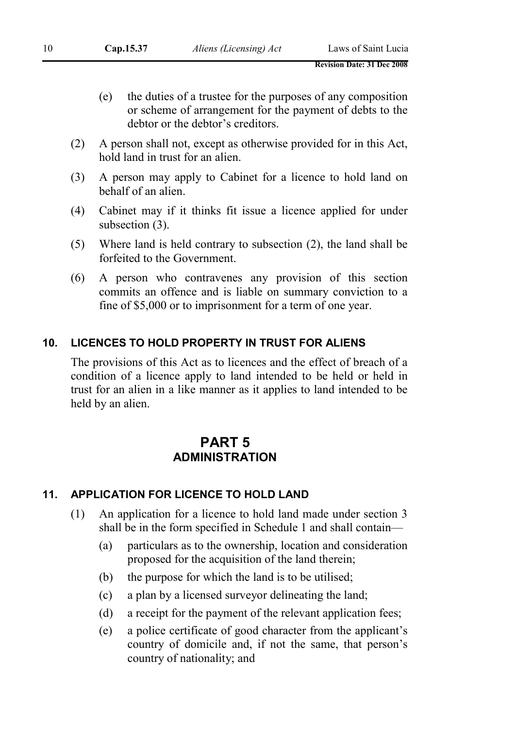(e) the duties of a trustee for the purposes of any composition or scheme of arrangement for the payment of debts to the debtor or the debtor's creditors.

(2) A person shall not, except as otherwise provided for in this Act, hold land in trust for an alien.

(3) A person may apply to Cabinet for a licence to hold land on behalf of an alien.

(4) Cabinet may if it thinks fit issue a licence applied for under subsection (3).

(5) Where land is held contrary to subsection (2), the land shall be forfeited to the Government.

(6) A person who contravenes any provision of this section commits an offence and is liable on summary conviction to a fine of $5,000 or to imprisonment for a term of one year.

### 10. LICENCES TO HOLD PROPERTY IN TRUST FOR ALIENS

The provisions of this Act as to licences and the effect of breach of a condition of a licence apply to land intended to be held or held in trust for an alien in a like manner as it applies to land intended to be held by an alien.

## PART 5
## ADMINISTRATION

### 11. APPLICATION FOR LICENCE TO HOLD LAND

(1) An application for a licence to hold land made under section 3 shall be in the form specified in Schedule 1 and shall contain—

(a) particulars as to the ownership, location and consideration proposed for the acquisition of the land therein;

(b) the purpose for which the land is to be utilised;

(c) a plan by a licensed surveyor delineating the land;

(d) a receipt for the payment of the relevant application fees;

(e) a police certificate of good character from the applicant's country of domicile and, if not the same, that person's country of nationality; and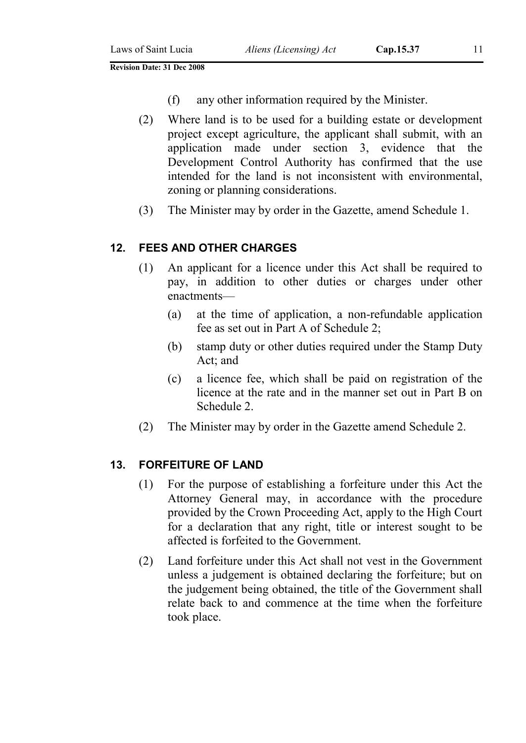(f) any other information required by the Minister.

(2) Where land is to be used for a building estate or development project except agriculture, the applicant shall submit, with an application made under section 3, evidence that the Development Control Authority has confirmed that the use intended for the land is not inconsistent with environmental, zoning or planning considerations.

(3) The Minister may by order in the Gazette, amend Schedule 1.

### 12. FEES AND OTHER CHARGES

(1) An applicant for a licence under this Act shall be required to pay, in addition to other duties or charges under other enactments—

(a) at the time of application, a non-refundable application fee as set out in Part A of Schedule 2;

(b) stamp duty or other duties required under the Stamp Duty Act; and

(c) a licence fee, which shall be paid on registration of the licence at the rate and in the manner set out in Part B on Schedule 2.

(2) The Minister may by order in the Gazette amend Schedule 2.

### 13. FORFEITURE OF LAND

(1) For the purpose of establishing a forfeiture under this Act the Attorney General may, in accordance with the procedure provided by the Crown Proceeding Act, apply to the High Court for a declaration that any right, title or interest sought to be affected is forfeited to the Government.

(2) Land forfeiture under this Act shall not vest in the Government unless a judgement is obtained declaring the forfeiture; but on the judgement being obtained, the title of the Government shall relate back to and commence at the time when the forfeiture took place.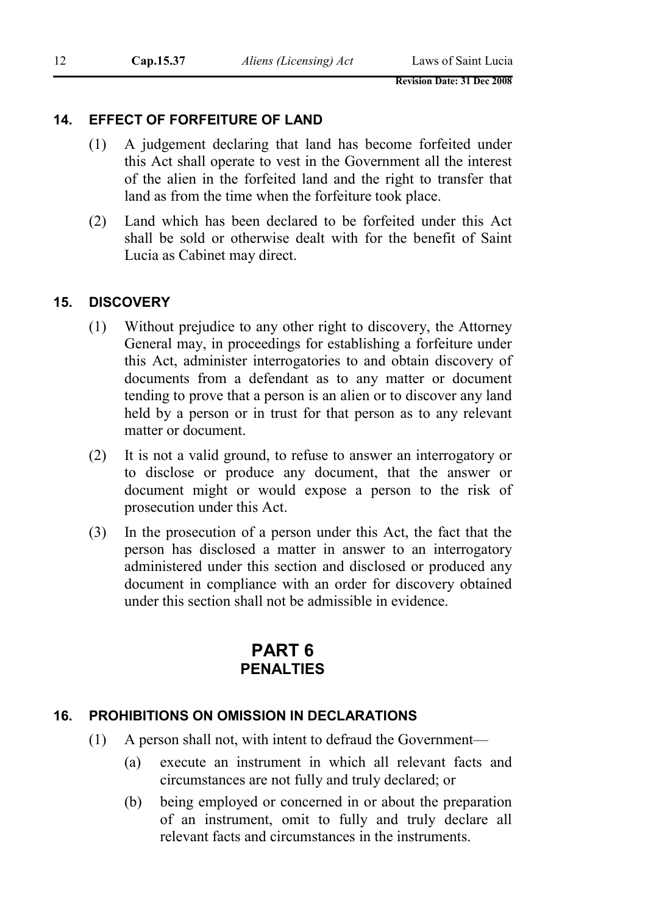## 14. EFFECT OF FORFEITURE OF LAND

(1) A judgement declaring that land has become forfeited under this Act shall operate to vest in the Government all the interest of the alien in the forfeited land and the right to transfer that land as from the time when the forfeiture took place.

(2) Land which has been declared to be forfeited under this Act shall be sold or otherwise dealt with for the benefit of Saint Lucia as Cabinet may direct.

## 15. DISCOVERY

(1) Without prejudice to any other right to discovery, the Attorney General may, in proceedings for establishing a forfeiture under this Act, administer interrogatories to and obtain discovery of documents from a defendant as to any matter or document tending to prove that a person is an alien or to discover any land held by a person or in trust for that person as to any relevant matter or document.

(2) It is not a valid ground, to refuse to answer an interrogatory or to disclose or produce any document, that the answer or document might or would expose a person to the risk of prosecution under this Act.

(3) In the prosecution of a person under this Act, the fact that the person has disclosed a matter in answer to an interrogatory administered under this section and disclosed or produced any document in compliance with an order for discovery obtained under this section shall not be admissible in evidence.

# PART 6
## PENALTIES

## 16. PROHIBITIONS ON OMISSION IN DECLARATIONS

(1) A person shall not, with intent to defraud the Government—

(a) execute an instrument in which all relevant facts and circumstances are not fully and truly declared; or

(b) being employed or concerned in or about the preparation of an instrument, omit to fully and truly declare all relevant facts and circumstances in the instruments.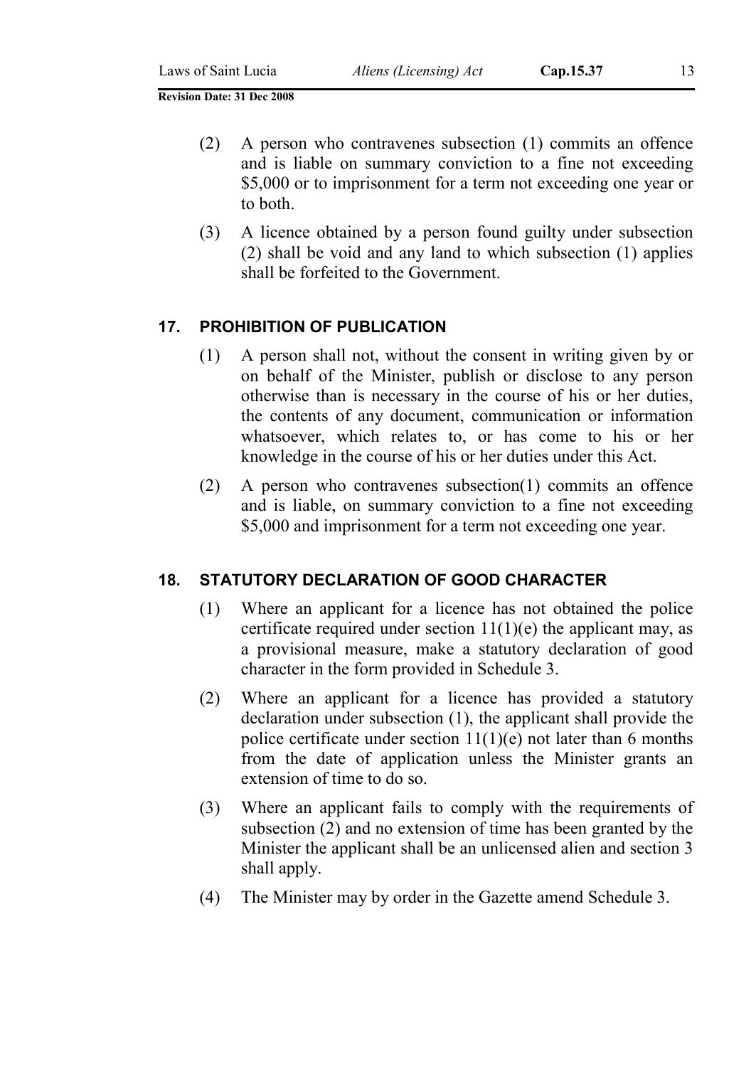(2) A person who contravenes subsection (1) commits an offence and is liable on summary conviction to a fine not exceeding \$5,000 or to imprisonment for a term not exceeding one year or to both.

(3) A licence obtained by a person found guilty under subsection (2) shall be void and any land to which subsection (1) applies shall be forfeited to the Government.

### 17. PROHIBITION OF PUBLICATION

(1) A person shall not, without the consent in writing given by or on behalf of the Minister, publish or disclose to any person otherwise than is necessary in the course of his or her duties, the contents of any document, communication or information whatsoever, which relates to, or has come to his or her knowledge in the course of his or her duties under this Act.

(2) A person who contravenes subsection(1) commits an offence and is liable, on summary conviction to a fine not exceeding \$5,000 and imprisonment for a term not exceeding one year.

### 18. STATUTORY DECLARATION OF GOOD CHARACTER

(1) Where an applicant for a licence has not obtained the police certificate required under section 11(1)(e) the applicant may, as a provisional measure, make a statutory declaration of good character in the form provided in Schedule 3.

(2) Where an applicant for a licence has provided a statutory declaration under subsection (1), the applicant shall provide the police certificate under section 11(1)(e) not later than 6 months from the date of application unless the Minister grants an extension of time to do so.

(3) Where an applicant fails to comply with the requirements of subsection (2) and no extension of time has been granted by the Minister the applicant shall be an unlicensed alien and section 3 shall apply.

(4) The Minister may by order in the Gazette amend Schedule 3.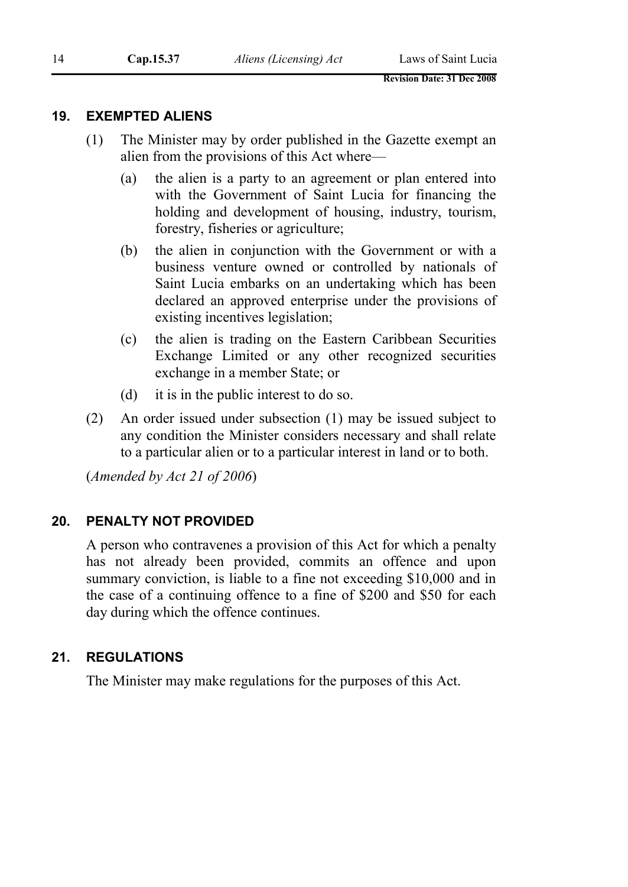## 19. EXEMPTED ALIENS

(1) The Minister may by order published in the Gazette exempt an alien from the provisions of this Act where—

(a) the alien is a party to an agreement or plan entered into with the Government of Saint Lucia for financing the holding and development of housing, industry, tourism, forestry, fisheries or agriculture;

(b) the alien in conjunction with the Government or with a business venture owned or controlled by nationals of Saint Lucia embarks on an undertaking which has been declared an approved enterprise under the provisions of existing incentives legislation;

(c) the alien is trading on the Eastern Caribbean Securities Exchange Limited or any other recognized securities exchange in a member State; or

(d) it is in the public interest to do so.

(2) An order issued under subsection (1) may be issued subject to any condition the Minister considers necessary and shall relate to a particular alien or to a particular interest in land or to both.

(*Amended by Act 21 of 2006*)

## 20. PENALTY NOT PROVIDED

A person who contravenes a provision of this Act for which a penalty has not already been provided, commits an offence and upon summary conviction, is liable to a fine not exceeding $10,000 and in the case of a continuing offence to a fine of $200 and $50 for each day during which the offence continues.

## 21. REGULATIONS

The Minister may make regulations for the purposes of this Act.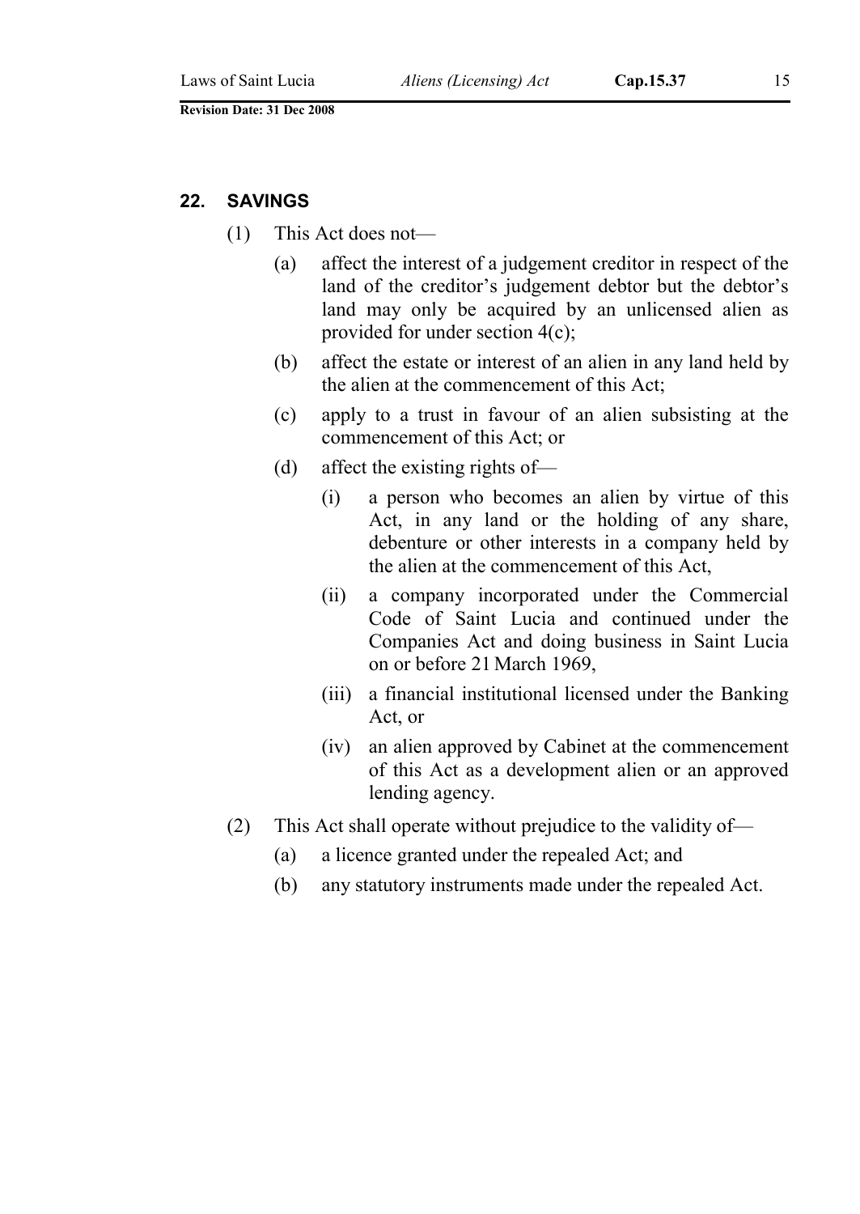## 22. SAVINGS

(1) This Act does not—

(a) affect the interest of a judgement creditor in respect of the land of the creditor's judgement debtor but the debtor's land may only be acquired by an unlicensed alien as provided for under section 4(c);

(b) affect the estate or interest of an alien in any land held by the alien at the commencement of this Act;

(c) apply to a trust in favour of an alien subsisting at the commencement of this Act; or

(d) affect the existing rights of—

(i) a person who becomes an alien by virtue of this Act, in any land or the holding of any share, debenture or other interests in a company held by the alien at the commencement of this Act,

(ii) a company incorporated under the Commercial Code of Saint Lucia and continued under the Companies Act and doing business in Saint Lucia on or before 21 March 1969,

(iii) a financial institutional licensed under the Banking Act, or

(iv) an alien approved by Cabinet at the commencement of this Act as a development alien or an approved lending agency.

(2) This Act shall operate without prejudice to the validity of—

(a) a licence granted under the repealed Act; and

(b) any statutory instruments made under the repealed Act.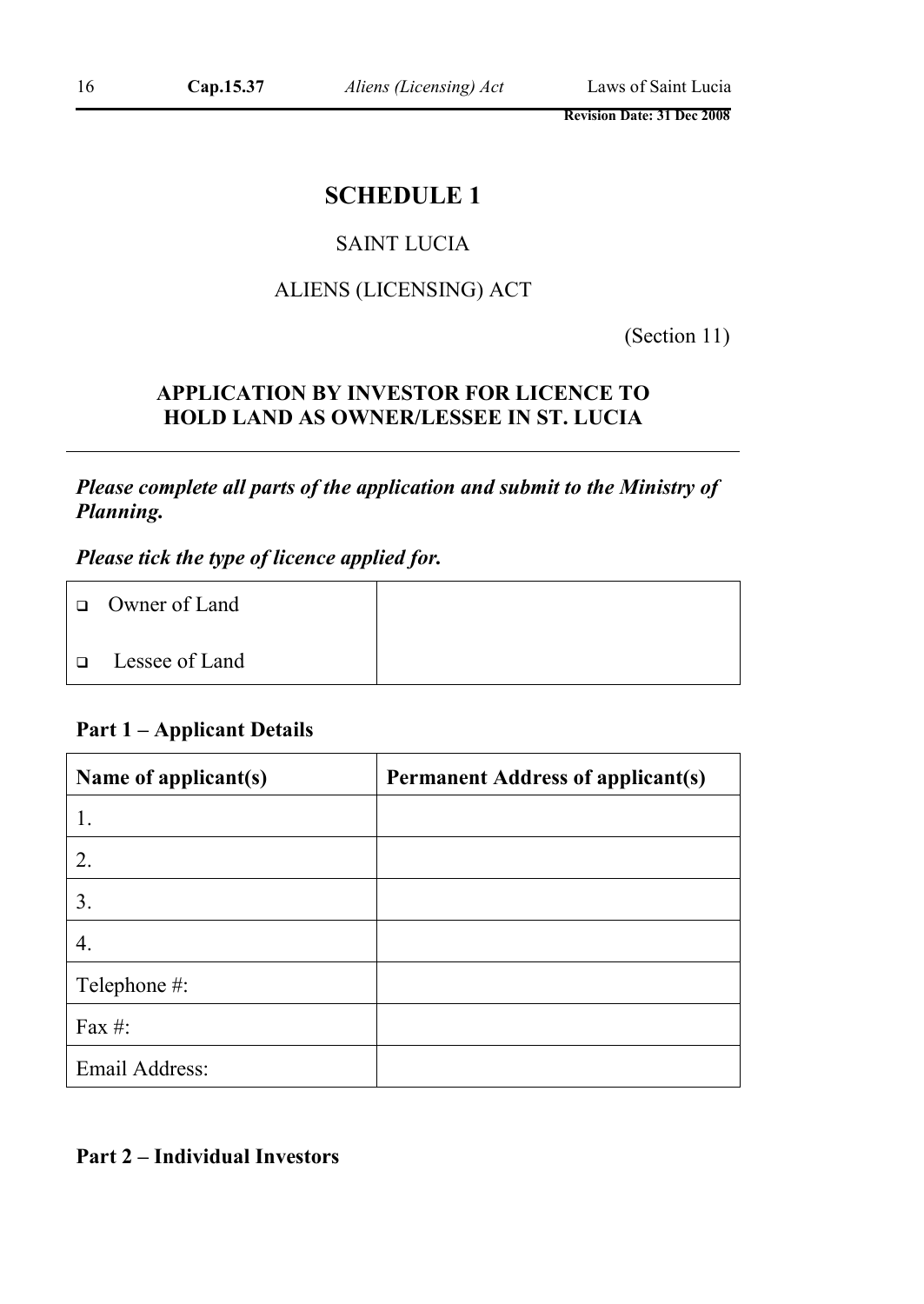# SCHEDULE 1

SAINT LUCIA

ALIENS (LICENSING) ACT

(Section 11)

## APPLICATION BY INVESTOR FOR LICENCE TO HOLD LAND AS OWNER/LESSEE IN ST. LUCIA

***Please complete all parts of the application and submit to the Ministry of Planning.***

***Please tick the type of licence applied for.***

| | |
|---|---|
| ❑ Owner of Land<br><br>❑ Lessee of Land | |

### Part 1 – Applicant Details

| Name of applicant(s) | Permanent Address of applicant(s) |
|---|---|
| 1. | |
| 2. | |
| 3. | |
| 4. | |
| Telephone #: | |
| Fax #: | |
| Email Address: | |

### Part 2 – Individual Investors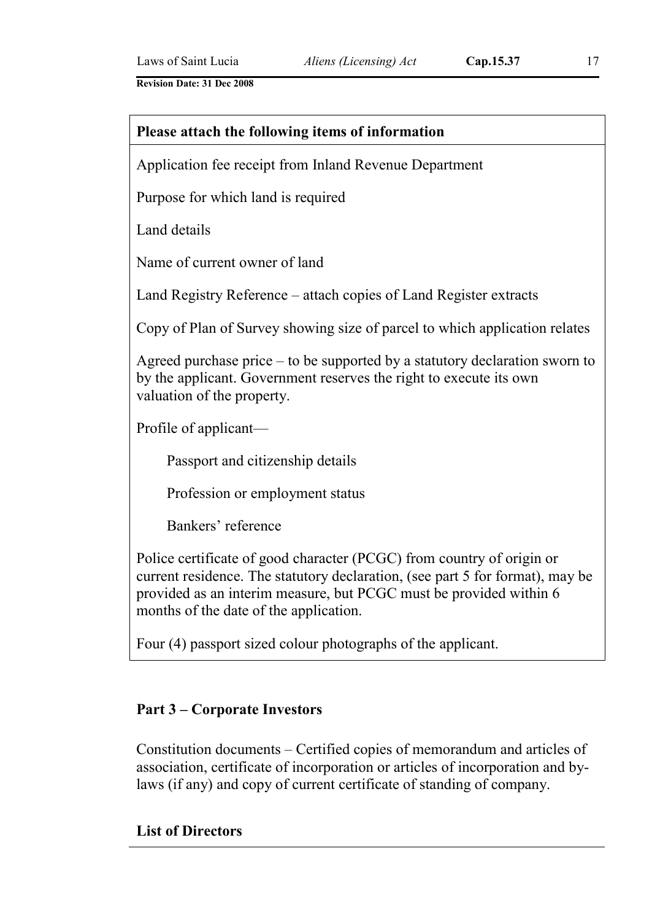| **Please attach the following items of information** |
| --- |
| Application fee receipt from Inland Revenue Department<br><br>Purpose for which land is required<br><br>Land details<br><br>Name of current owner of land<br><br>Land Registry Reference – attach copies of Land Register extracts<br><br>Copy of Plan of Survey showing size of parcel to which application relates<br><br>Agreed purchase price – to be supported by a statutory declaration sworn to by the applicant. Government reserves the right to execute its own valuation of the property.<br><br>Profile of applicant—<br><br>Passport and citizenship details<br><br>Profession or employment status<br><br>Bankers' reference<br><br>Police certificate of good character (PCGC) from country of origin or current residence. The statutory declaration, (see part 5 for format), may be provided as an interim measure, but PCGC must be provided within 6 months of the date of the application.<br><br>Four (4) passport sized colour photographs of the applicant. |

**Part 3 – Corporate Investors**

Constitution documents – Certified copies of memorandum and articles of association, certificate of incorporation or articles of incorporation and by-laws (if any) and copy of current certificate of standing of company.

**List of Directors**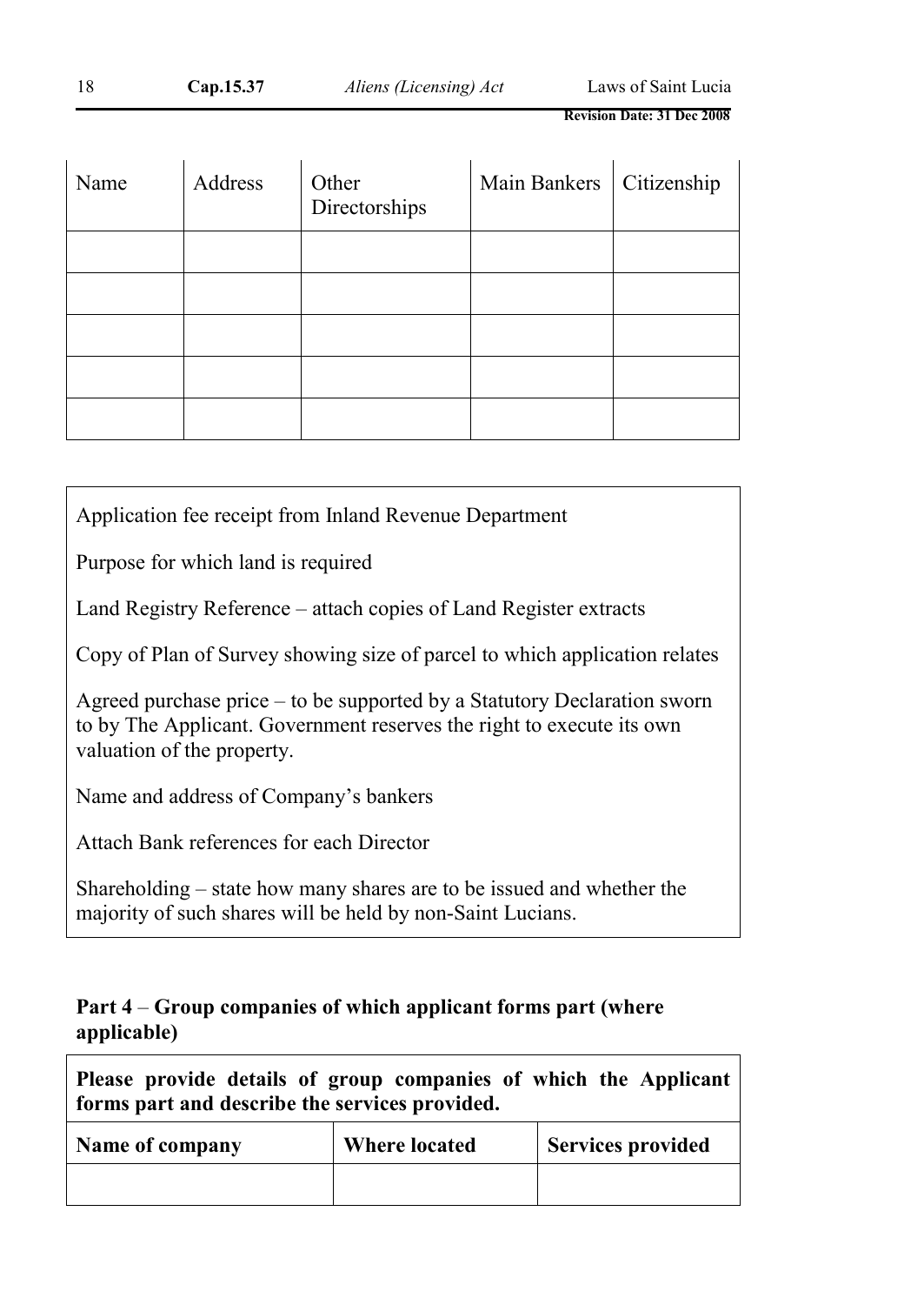| Name | Address | Other Directorships | Main Bankers | Citizenship |
|---|---|---|---|---|
| | | | | |
| | | | | |
| | | | | |
| | | | | |
| | | | | |

Application fee receipt from Inland Revenue Department

Purpose for which land is required

Land Registry Reference – attach copies of Land Register extracts

Copy of Plan of Survey showing size of parcel to which application relates

Agreed purchase price – to be supported by a Statutory Declaration sworn to by The Applicant. Government reserves the right to execute its own valuation of the property.

Name and address of Company's bankers

Attach Bank references for each Director

Shareholding – state how many shares are to be issued and whether the majority of such shares will be held by non-Saint Lucians.

**Part 4** – **Group companies of which applicant forms part (where applicable)**

**Please provide details of group companies of which the Applicant forms part and describe the services provided.**

| Name of company | Where located | Services provided |
|---|---|---|
| | | |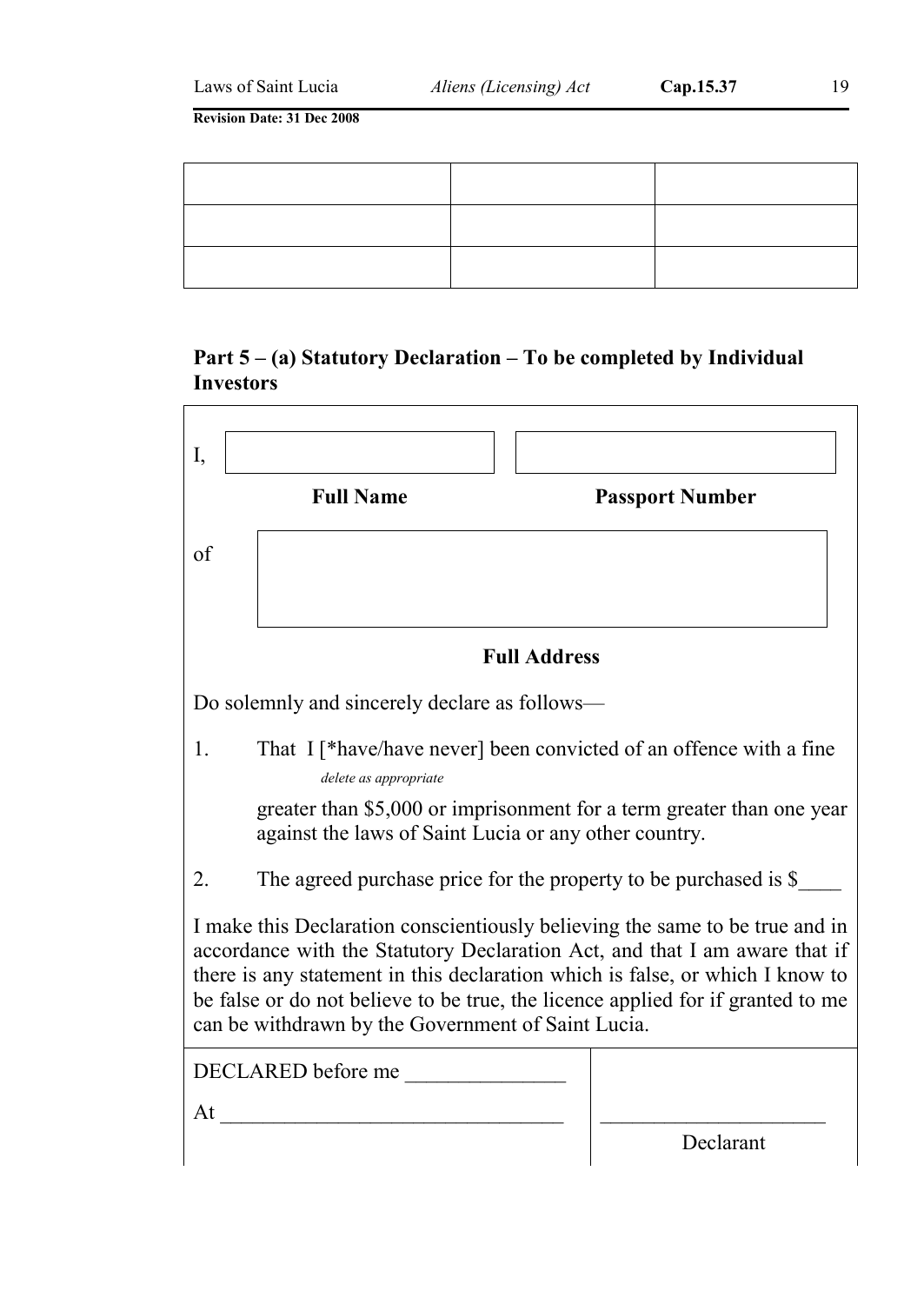| | | |
|---|---|---|
| | | |
| | | |
| | | |

## Part 5 – (a) Statutory Declaration – To be completed by Individual Investors

I, \_\_\_\_\_\_\_\_\_\_\_\_\_\_\_\_\_\_\_\_ \_\_\_\_\_\_\_\_\_\_\_\_\_\_\_\_\_\_\_\_

**Full Name** **Passport Number**

of \_\_\_\_\_\_\_\_\_\_\_\_\_\_\_\_\_\_\_\_\_\_\_\_\_\_\_\_\_\_\_\_\_\_\_\_\_\_\_\_

**Full Address**

Do solemnly and sincerely declare as follows—

1. That I [*have/have never] been convicted of an offence with a fine *delete as appropriate* greater than $5,000 or imprisonment for a term greater than one year against the laws of Saint Lucia or any other country.

2. The agreed purchase price for the property to be purchased is $\_\_\_\_

I make this Declaration conscientiously believing the same to be true and in accordance with the Statutory Declaration Act, and that I am aware that if there is any statement in this declaration which is false, or which I know to be false or do not believe to be true, the licence applied for if granted to me can be withdrawn by the Government of Saint Lucia.

| | |
|---|---|
| DECLARED before me \_\_\_\_\_\_\_\_\_\_\_\_\_\_\_ | |
| At \_\_\_\_\_\_\_\_\_\_\_\_\_\_\_\_\_\_\_\_\_\_\_\_\_\_\_\_\_\_\_\_ | \_\_\_\_\_\_\_\_\_\_\_\_\_\_\_\_\_\_\_\_\_ |
| | Declarant |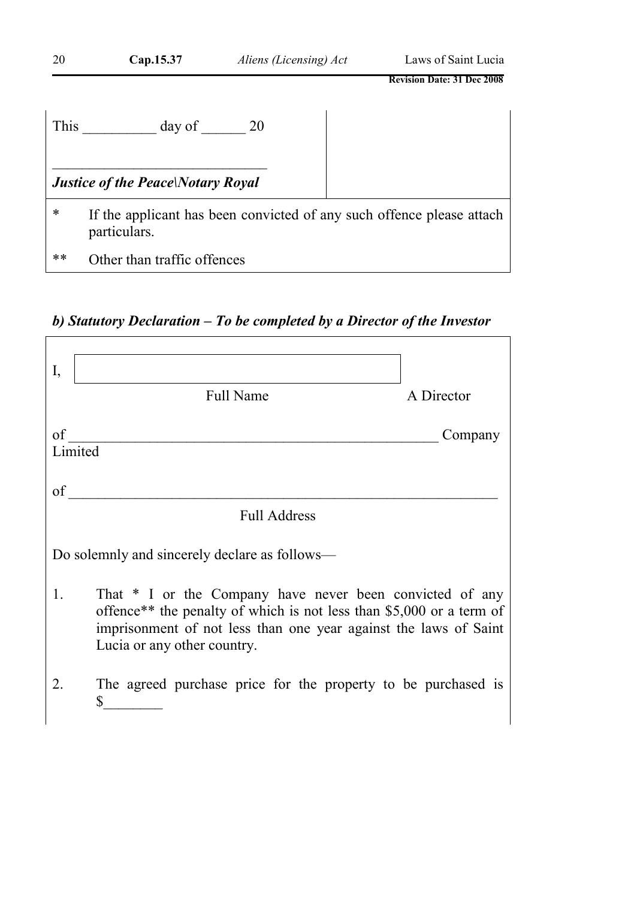| This __________ day of ______ 20<br><br>_____________________________<br>***Justice of the Peace\Notary Royal*** | |
|---|---|

| | |
|---|---|
| * | If the applicant has been convicted of any such offence please attach particulars. |
| ** | Other than traffic offences |

***b) Statutory Declaration – To be completed by a Director of the Investor***

I, [                                        ]
Full Name                                        A Director

of ___________________________________________________ Company Limited

of ______________________________________________________________
Full Address

Do solemnly and sincerely declare as follows—

1. That * I or the Company have never been convicted of any offence** the penalty of which is not less than $5,000 or a term of imprisonment of not less than one year against the laws of Saint Lucia or any other country.

2. The agreed purchase price for the property to be purchased is $________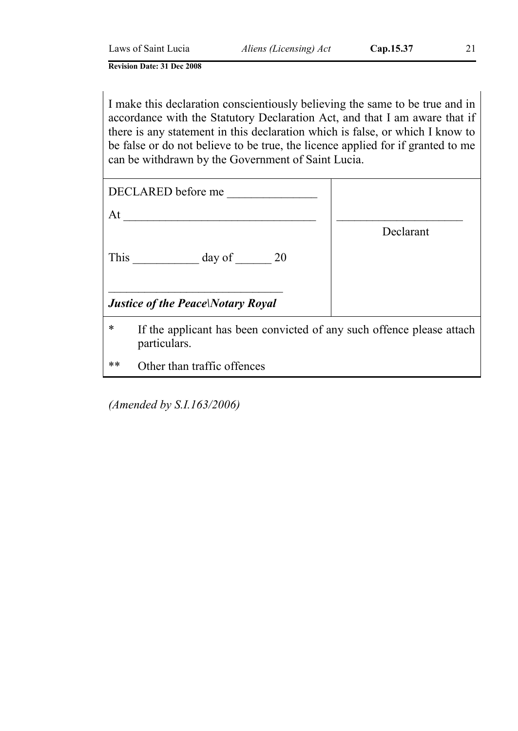I make this declaration conscientiously believing the same to be true and in accordance with the Statutory Declaration Act, and that I am aware that if there is any statement in this declaration which is false, or which I know to be false or do not believe to be true, the licence applied for if granted to me can be withdrawn by the Government of Saint Lucia.

| | |
|---|---|
| DECLARED before me _______________ <br><br> At _______________________________ <br><br> This ___________ day of ______ 20 <br><br> _____________________________ <br> ***Justice of the Peace\Notary Royal*** | _____________________ <br> Declarant |

\* If the applicant has been convicted of any such offence please attach particulars.

\*\* Other than traffic offences

*(Amended by S.I.163/2006)*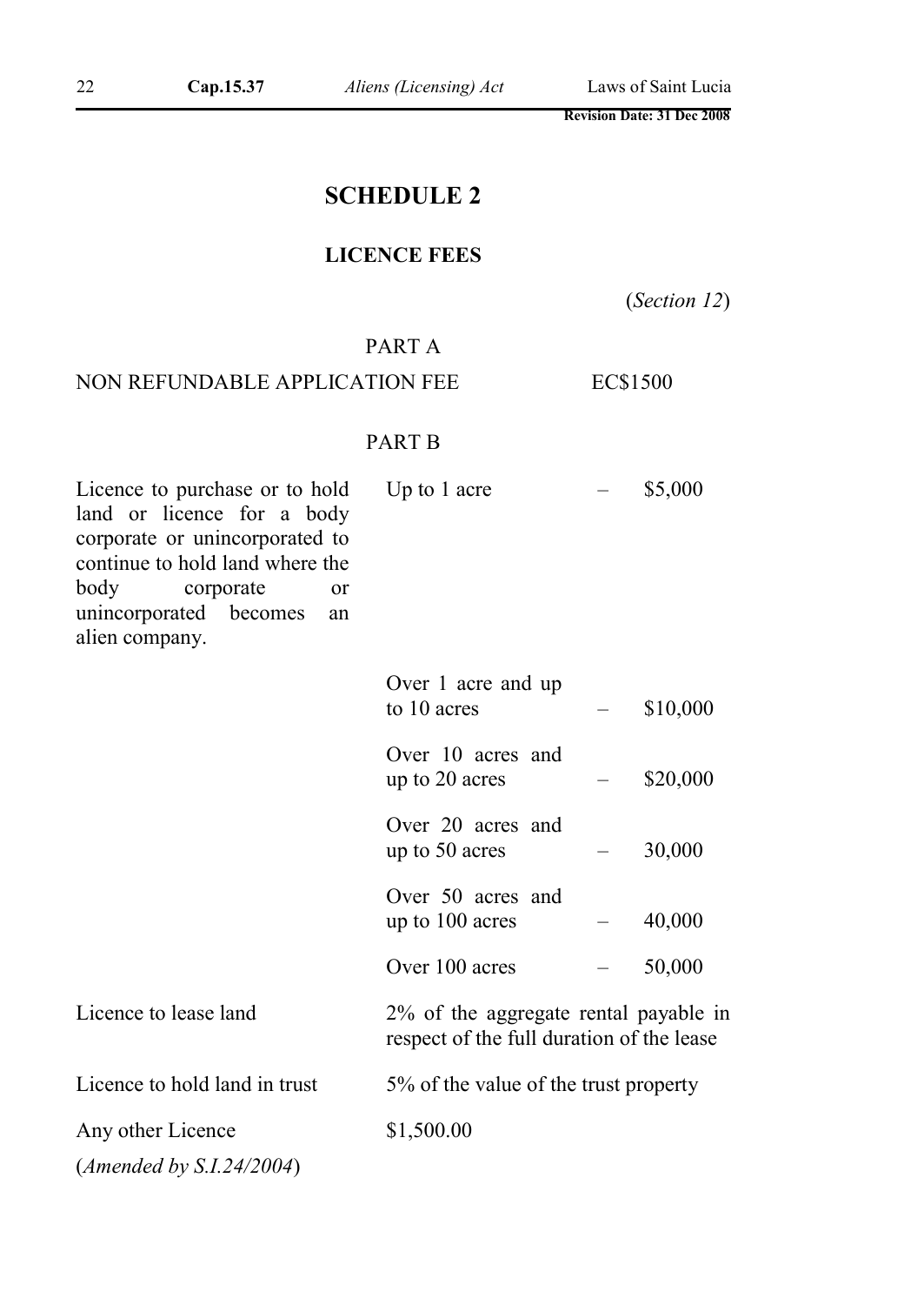# SCHEDULE 2

## LICENCE FEES

(*Section 12*)

PART A

NON REFUNDABLE APPLICATION FEE EC$1500

PART B

| | | | |
|---|---|---|---|
| Licence to purchase or to hold land or licence for a body corporate or unincorporated to continue to hold land where the body corporate or unincorporated becomes an alien company. | Up to 1 acre | – | $5,000 |
| | Over 1 acre and up to 10 acres | – | $10,000 |
| | Over 10 acres and up to 20 acres | – | $20,000 |
| | Over 20 acres and up to 50 acres | – | 30,000 |
| | Over 50 acres and up to 100 acres | – | 40,000 |
| | Over 100 acres | – | 50,000 |
| Licence to lease land | 2% of the aggregate rental payable in respect of the full duration of the lease | | |
| Licence to hold land in trust | 5% of the value of the trust property | | |
| Any other Licence | $1,500.00 | | |

(*Amended by S.I.24/2004*)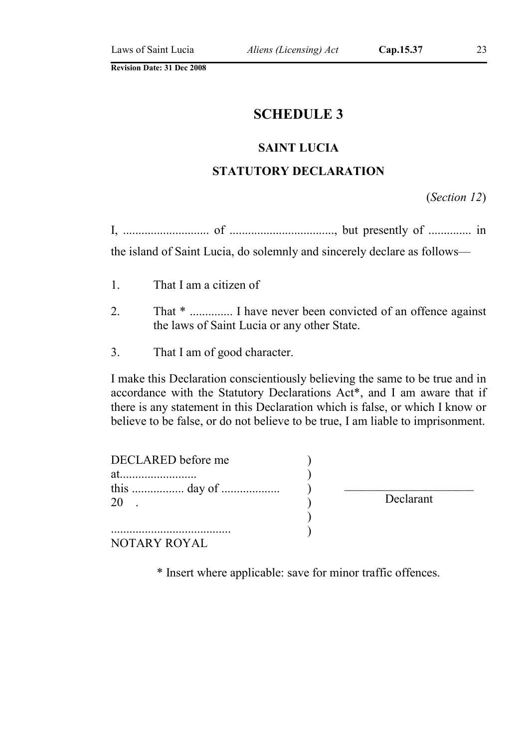# SCHEDULE 3

## SAINT LUCIA

## STATUTORY DECLARATION

(*Section 12*)

I, ........................... of .................................., but presently of ............. in the island of Saint Lucia, do solemnly and sincerely declare as follows—

1. That I am a citizen of

2. That * .............. I have never been convicted of an offence against the laws of Saint Lucia or any other State.

3. That I am of good character.

I make this Declaration conscientiously believing the same to be true and in accordance with the Statutory Declarations Act*, and I am aware that if there is any statement in this Declaration which is false, or which I know or believe to be false, or do not believe to be true, I am liable to imprisonment.

DECLARED before me )
at........................ )
this ................ day of .................. ) ______________________
20 . ) Declarant
)
....................................... )
NOTARY ROYAL

\* Insert where applicable: save for minor traffic offences.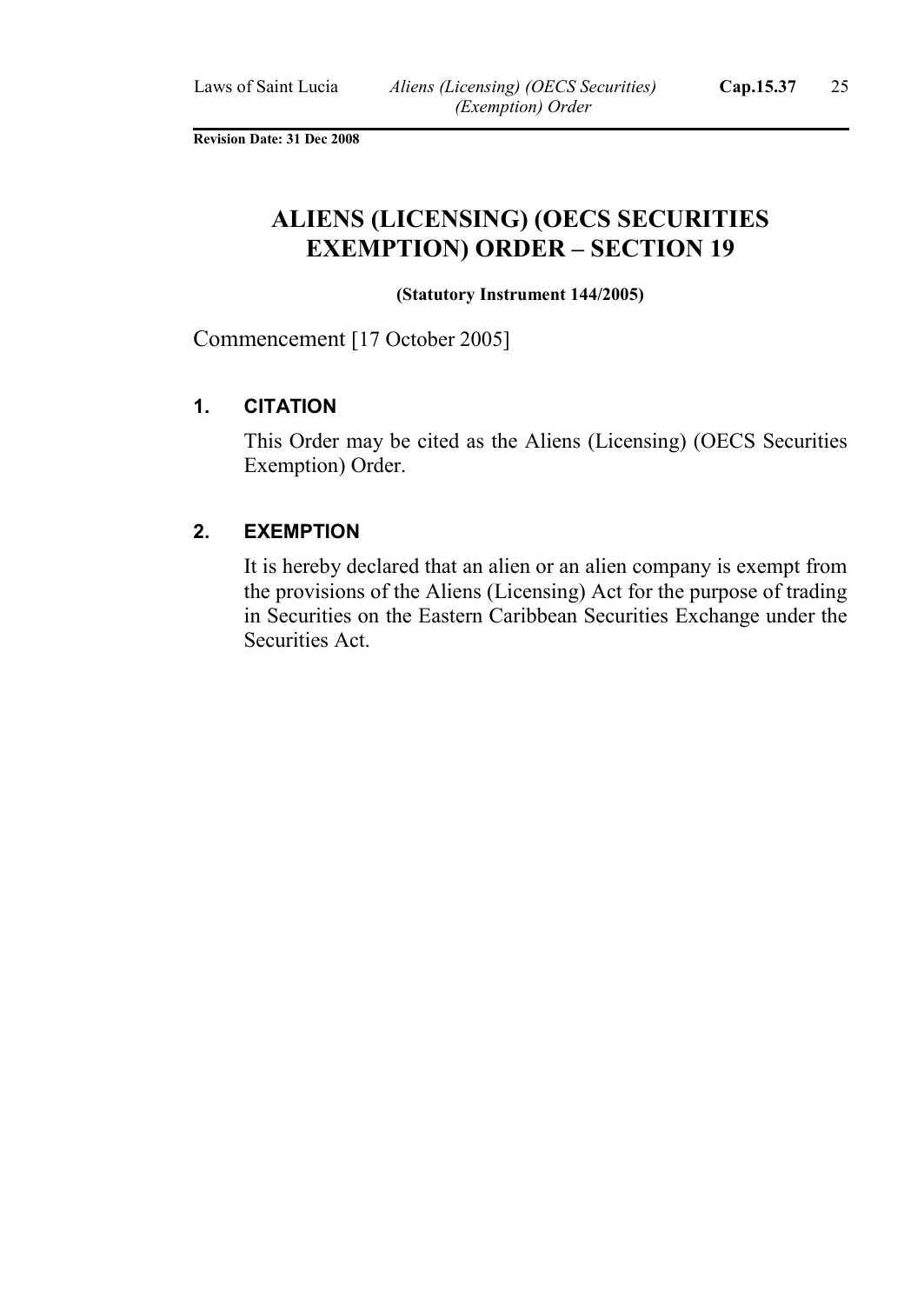**Revision Date: 31 Dec 2008**

# ALIENS (LICENSING) (OECS SECURITIES EXEMPTION) ORDER – SECTION 19

**(Statutory Instrument 144/2005)**

Commencement [17 October 2005]

### 1. CITATION

This Order may be cited as the Aliens (Licensing) (OECS Securities Exemption) Order.

### 2. EXEMPTION

It is hereby declared that an alien or an alien company is exempt from the provisions of the Aliens (Licensing) Act for the purpose of trading in Securities on the Eastern Caribbean Securities Exchange under the Securities Act.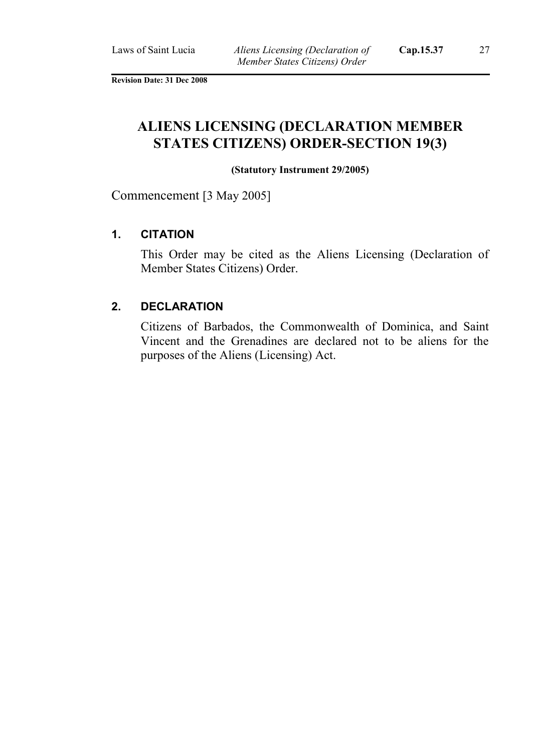# ALIENS LICENSING (DECLARATION MEMBER STATES CITIZENS) ORDER-SECTION 19(3)

**(Statutory Instrument 29/2005)**

Commencement [3 May 2005]

### 1. CITATION

This Order may be cited as the Aliens Licensing (Declaration of Member States Citizens) Order.

### 2. DECLARATION

Citizens of Barbados, the Commonwealth of Dominica, and Saint Vincent and the Grenadines are declared not to be aliens for the purposes of the Aliens (Licensing) Act.